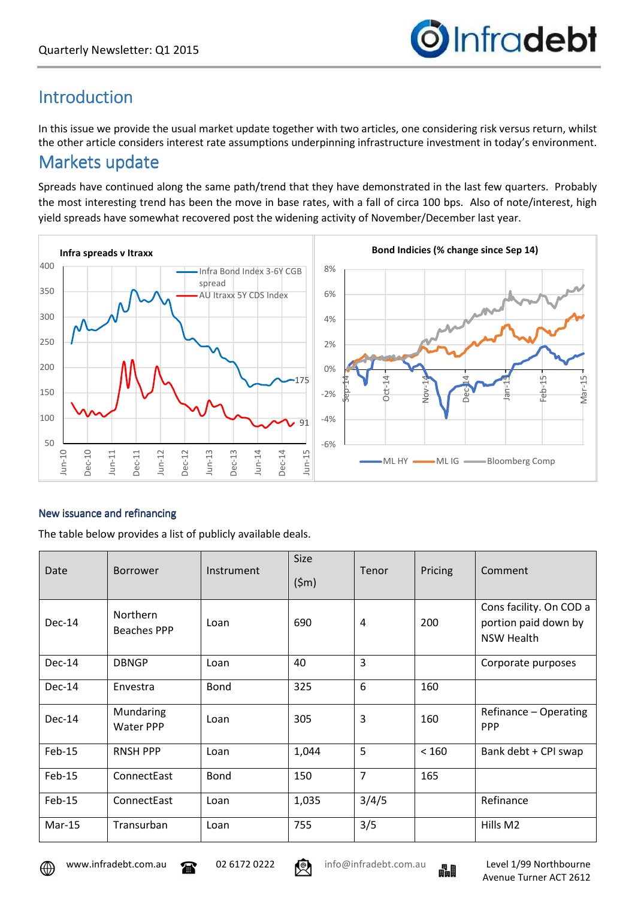Quarterly Newsletter: Q1 2015

# Introduction

In this issue we provide the usual market update together with two articles, one considering risk versus return, whilst the other article considers interest rate assumptions underpinning infrastructure investment in today's environment.

# Markets update

Spreads have continued along the same path/trend that they have demonstrated in the last few quarters. Probably the most interesting trend has been the move in base rates, with a fall of circa 100 bps. Also of note/interest, high yield spreads have somewhat recovered post the widening activity of November/December last year.

### New issuance and refinancing

The table below provides a list of publicly available deals.

| Date | Borrower | Instrument | Size ($m) | Tenor | Pricing | Comment |
|---|---|---|---|---|---|---|
| Dec-14 | Northern Beaches PPP | Loan | 690 | 4 | 200 | Cons facility. On COD a portion paid down by NSW Health |
| Dec-14 | DBNGP | Loan | 40 | 3 | | Corporate purposes |
| Dec-14 | Envestra | Bond | 325 | 6 | 160 | |
| Dec-14 | Mundaring Water PPP | Loan | 305 | 3 | 160 | Refinance – Operating PPP |
| Feb-15 | RNSH PPP | Loan | 1,044 | 5 | < 160 | Bank debt + CPI swap |
| Feb-15 | ConnectEast | Bond | 150 | 7 | 165 | |
| Feb-15 | ConnectEast | Loan | 1,035 | 3/4/5 | | Refinance |
| Mar-15 | Transurban | Loan | 755 | 3/5 | | Hills M2 |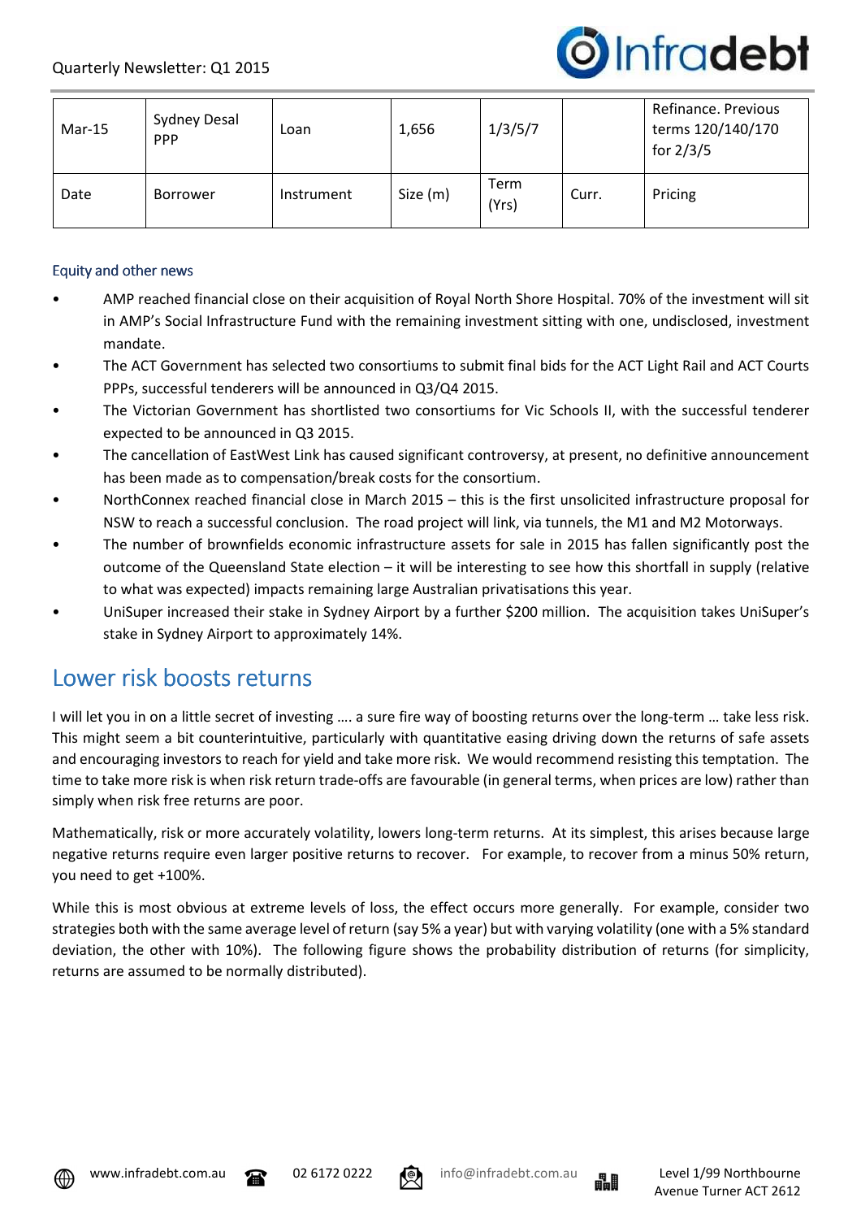| Mar-15 | Sydney Desal PPP | Loan | 1,656 | 1/3/5/7 | | Refinance. Previous terms 120/140/170 for 2/3/5 |
|---|---|---|---|---|---|---|
| Date | Borrower | Instrument | Size (m) | Term (Yrs) | Curr. | Pricing |

### Equity and other news

- AMP reached financial close on their acquisition of Royal North Shore Hospital. 70% of the investment will sit in AMP's Social Infrastructure Fund with the remaining investment sitting with one, undisclosed, investment mandate.
- The ACT Government has selected two consortiums to submit final bids for the ACT Light Rail and ACT Courts PPPs, successful tenderers will be announced in Q3/Q4 2015.
- The Victorian Government has shortlisted two consortiums for Vic Schools II, with the successful tenderer expected to be announced in Q3 2015.
- The cancellation of EastWest Link has caused significant controversy, at present, no definitive announcement has been made as to compensation/break costs for the consortium.
- NorthConnex reached financial close in March 2015 – this is the first unsolicited infrastructure proposal for NSW to reach a successful conclusion. The road project will link, via tunnels, the M1 and M2 Motorways.
- The number of brownfields economic infrastructure assets for sale in 2015 has fallen significantly post the outcome of the Queensland State election – it will be interesting to see how this shortfall in supply (relative to what was expected) impacts remaining large Australian privatisations this year.
- UniSuper increased their stake in Sydney Airport by a further $200 million. The acquisition takes UniSuper's stake in Sydney Airport to approximately 14%.

## Lower risk boosts returns

I will let you in on a little secret of investing …. a sure fire way of boosting returns over the long-term … take less risk. This might seem a bit counterintuitive, particularly with quantitative easing driving down the returns of safe assets and encouraging investors to reach for yield and take more risk. We would recommend resisting this temptation. The time to take more risk is when risk return trade-offs are favourable (in general terms, when prices are low) rather than simply when risk free returns are poor.

Mathematically, risk or more accurately volatility, lowers long-term returns. At its simplest, this arises because large negative returns require even larger positive returns to recover. For example, to recover from a minus 50% return, you need to get +100%.

While this is most obvious at extreme levels of loss, the effect occurs more generally. For example, consider two strategies both with the same average level of return (say 5% a year) but with varying volatility (one with a 5% standard deviation, the other with 10%). The following figure shows the probability distribution of returns (for simplicity, returns are assumed to be normally distributed).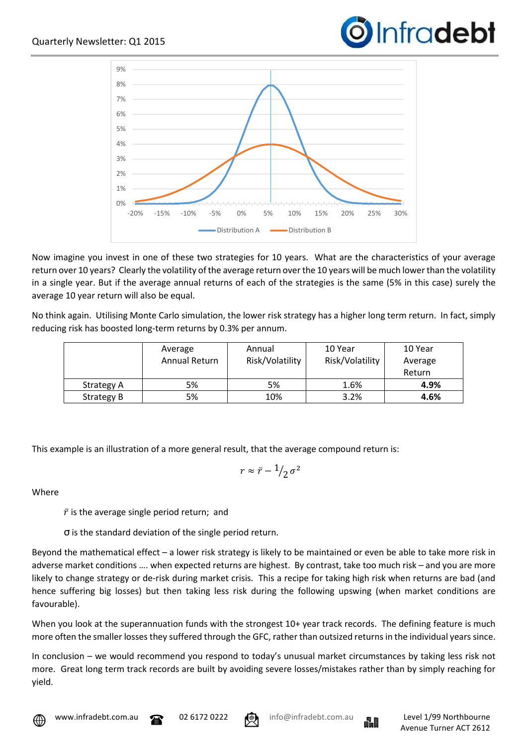Now imagine you invest in one of these two strategies for 10 years. What are the characteristics of your average return over 10 years? Clearly the volatility of the average return over the 10 years will be much lower than the volatility in a single year. But if the average annual returns of each of the strategies is the same (5% in this case) surely the average 10 year return will also be equal.

No think again. Utilising Monte Carlo simulation, the lower risk strategy has a higher long term return. In fact, simply reducing risk has boosted long-term returns by 0.3% per annum.

| | Average Annual Return | Annual Risk/Volatility | 10 Year Risk/Volatility | 10 Year Average Return |
|---|---|---|---|---|
| Strategy A | 5% | 5% | 1.6% | **4.9%** |
| Strategy B | 5% | 10% | 3.2% | **4.6%** |

This example is an illustration of a more general result, that the average compound return is:

$$r \approx \bar{r} - {}^{1}\!/_{2}\,\sigma^2$$

Where

$\bar{r}$ is the average single period return; and

$\sigma$ is the standard deviation of the single period return.

Beyond the mathematical effect – a lower risk strategy is likely to be maintained or even be able to take more risk in adverse market conditions …. when expected returns are highest. By contrast, take too much risk – and you are more likely to change strategy or de-risk during market crisis. This a recipe for taking high risk when returns are bad (and hence suffering big losses) but then taking less risk during the following upswing (when market conditions are favourable).

When you look at the superannuation funds with the strongest 10+ year track records. The defining feature is much more often the smaller losses they suffered through the GFC, rather than outsized returns in the individual years since.

In conclusion – we would recommend you respond to today's unusual market circumstances by taking less risk not more. Great long term track records are built by avoiding severe losses/mistakes rather than by simply reaching for yield.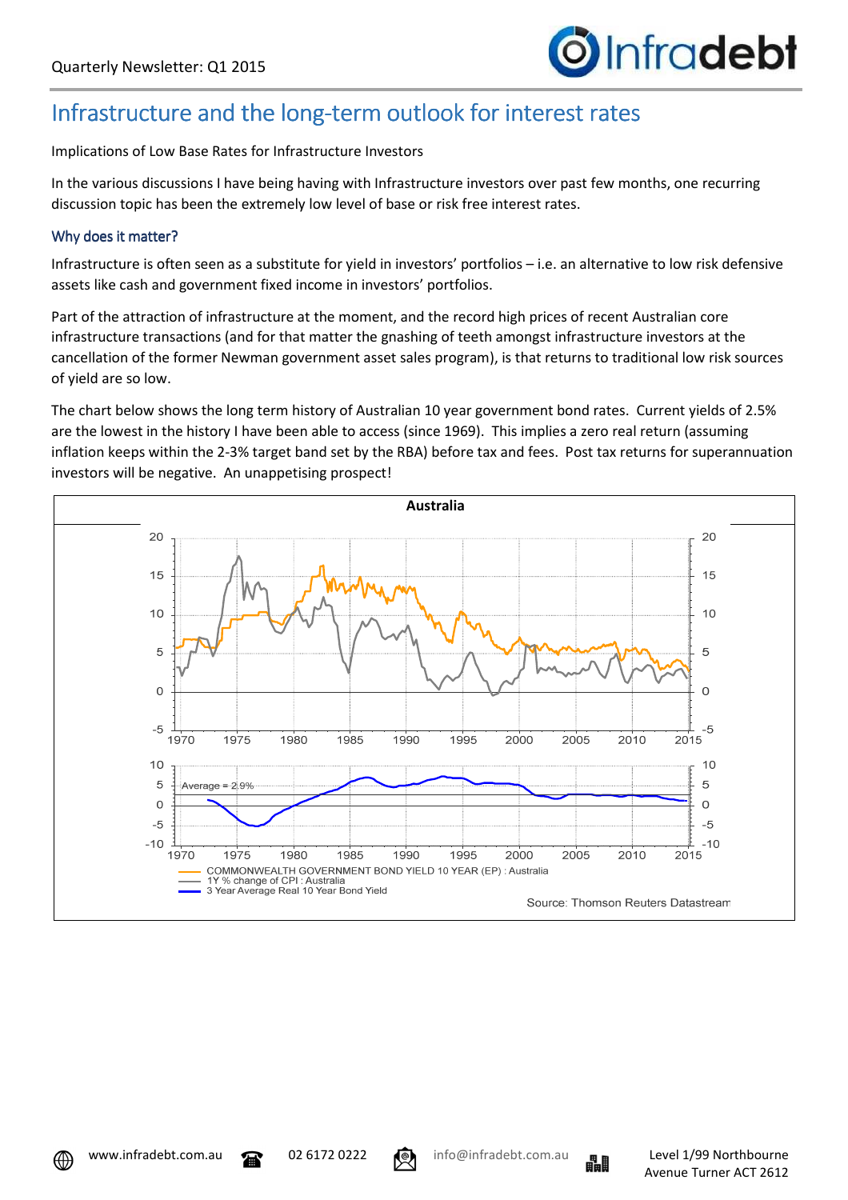# Infrastructure and the long-term outlook for interest rates

Implications of Low Base Rates for Infrastructure Investors

In the various discussions I have being having with Infrastructure investors over past few months, one recurring discussion topic has been the extremely low level of base or risk free interest rates.

## Why does it matter?

Infrastructure is often seen as a substitute for yield in investors' portfolios – i.e. an alternative to low risk defensive assets like cash and government fixed income in investors' portfolios.

Part of the attraction of infrastructure at the moment, and the record high prices of recent Australian core infrastructure transactions (and for that matter the gnashing of teeth amongst infrastructure investors at the cancellation of the former Newman government asset sales program), is that returns to traditional low risk sources of yield are so low.

The chart below shows the long term history of Australian 10 year government bond rates. Current yields of 2.5% are the lowest in the history I have been able to access (since 1969). This implies a zero real return (assuming inflation keeps within the 2-3% target band set by the RBA) before tax and fees. Post tax returns for superannuation investors will be negative. An unappetising prospect!

**Australia**

- COMMONWEALTH GOVERNMENT BOND YIELD 10 YEAR (EP) : Australia
- 1Y % change of CPI : Australia
- 3 Year Average Real 10 Year Bond Yield

Average = 2.9%

Source: Thomson Reuters Datastream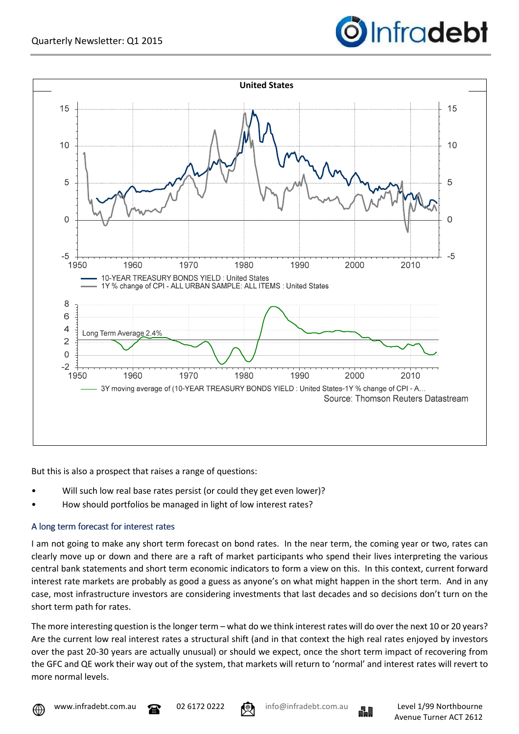But this is also a prospect that raises a range of questions:

- Will such low real base rates persist (or could they get even lower)?
- How should portfolios be managed in light of low interest rates?

### A long term forecast for interest rates

I am not going to make any short term forecast on bond rates. In the near term, the coming year or two, rates can clearly move up or down and there are a raft of market participants who spend their lives interpreting the various central bank statements and short term economic indicators to form a view on this. In this context, current forward interest rate markets are probably as good a guess as anyone's on what might happen in the short term. And in any case, most infrastructure investors are considering investments that last decades and so decisions don't turn on the short term path for rates.

The more interesting question is the longer term – what do we think interest rates will do over the next 10 or 20 years? Are the current low real interest rates a structural shift (and in that context the high real rates enjoyed by investors over the past 20-30 years are actually unusual) or should we expect, once the short term impact of recovering from the GFC and QE work their way out of the system, that markets will return to 'normal' and interest rates will revert to more normal levels.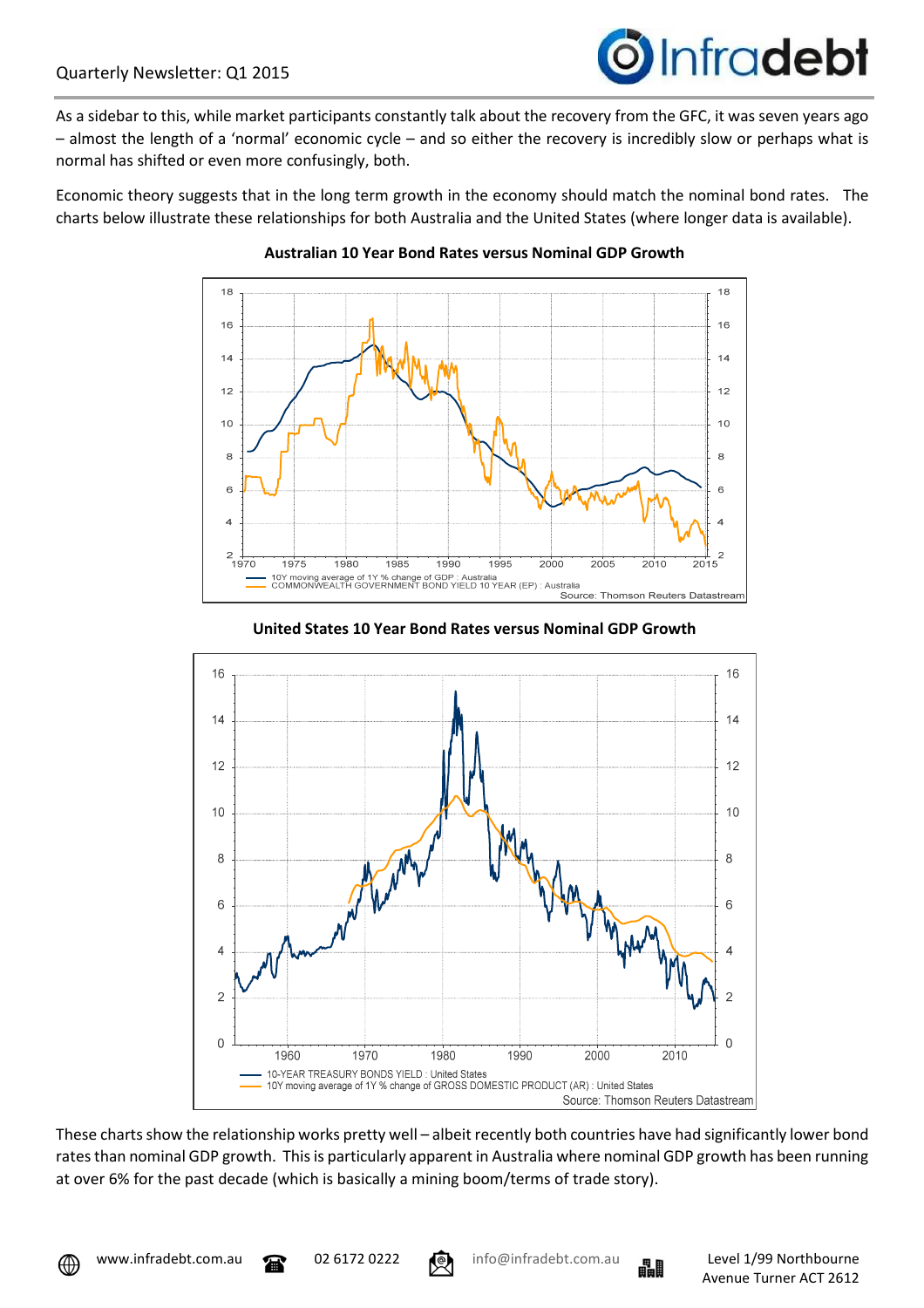As a sidebar to this, while market participants constantly talk about the recovery from the GFC, it was seven years ago – almost the length of a 'normal' economic cycle – and so either the recovery is incredibly slow or perhaps what is normal has shifted or even more confusingly, both.

Economic theory suggests that in the long term growth in the economy should match the nominal bond rates. The charts below illustrate these relationships for both Australia and the United States (where longer data is available).

**Australian 10 Year Bond Rates versus Nominal GDP Growth**

**United States 10 Year Bond Rates versus Nominal GDP Growth**

These charts show the relationship works pretty well – albeit recently both countries have had significantly lower bond rates than nominal GDP growth. This is particularly apparent in Australia where nominal GDP growth has been running at over 6% for the past decade (which is basically a mining boom/terms of trade story).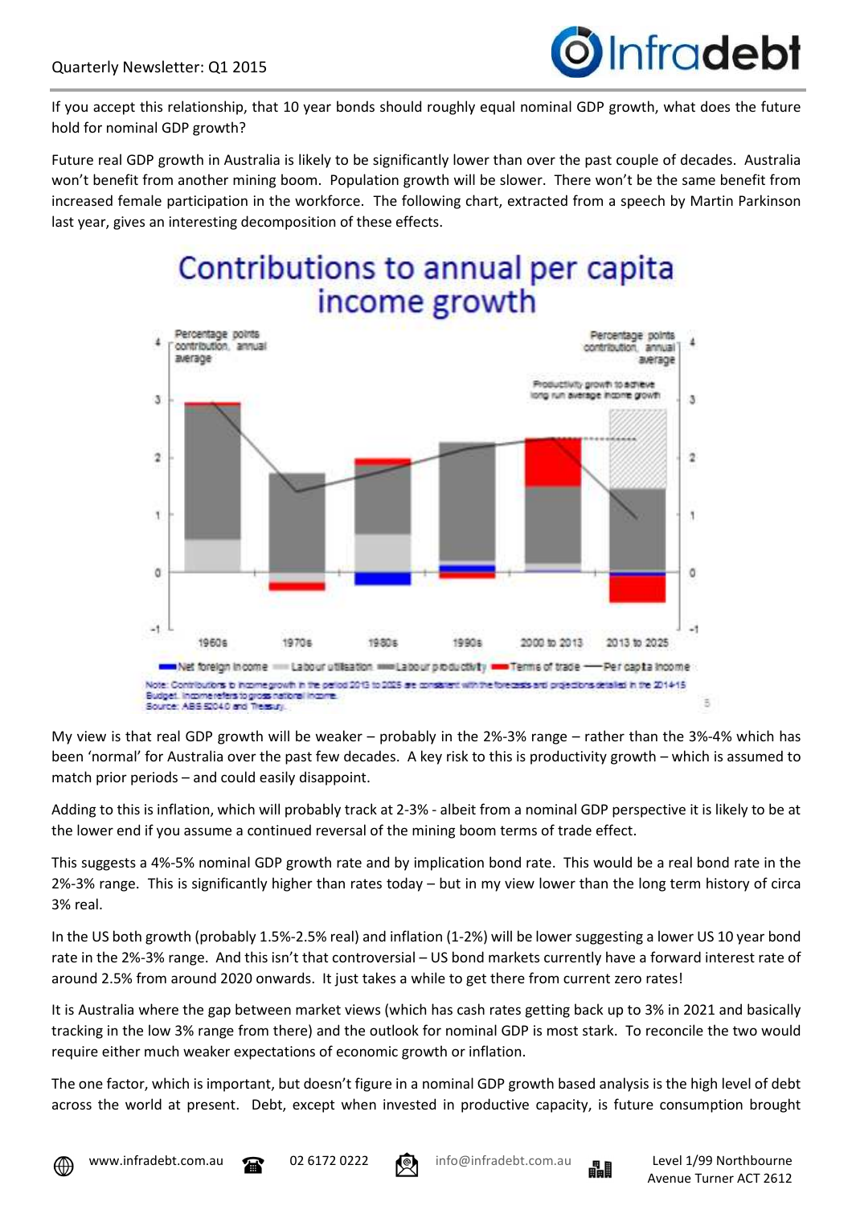If you accept this relationship, that 10 year bonds should roughly equal nominal GDP growth, what does the future hold for nominal GDP growth?

Future real GDP growth in Australia is likely to be significantly lower than over the past couple of decades. Australia won't benefit from another mining boom. Population growth will be slower. There won't be the same benefit from increased female participation in the workforce. The following chart, extracted from a speech by Martin Parkinson last year, gives an interesting decomposition of these effects.

**Contributions to annual per capita income growth**

Percentage points contribution, annual average

Productivity growth to achieve long run average income growth

1960s | 1970s | 1980s | 1990s | 2000 to 2013 | 2013 to 2025

Net foreign income — Labour utilisation — Labour productivity — Terms of trade — Per capita income

Note: Contributions to income growth in the period 2013 to 2025 are consistent with the forecasts and projections detailed in the 2014-15 Budget. Income refers to gross national income.
Source: ABS 5204.0 and Treasury.

My view is that real GDP growth will be weaker – probably in the 2%-3% range – rather than the 3%-4% which has been 'normal' for Australia over the past few decades. A key risk to this is productivity growth – which is assumed to match prior periods – and could easily disappoint.

Adding to this is inflation, which will probably track at 2-3% - albeit from a nominal GDP perspective it is likely to be at the lower end if you assume a continued reversal of the mining boom terms of trade effect.

This suggests a 4%-5% nominal GDP growth rate and by implication bond rate. This would be a real bond rate in the 2%-3% range. This is significantly higher than rates today – but in my view lower than the long term history of circa 3% real.

In the US both growth (probably 1.5%-2.5% real) and inflation (1-2%) will be lower suggesting a lower US 10 year bond rate in the 2%-3% range. And this isn't that controversial – US bond markets currently have a forward interest rate of around 2.5% from around 2020 onwards. It just takes a while to get there from current zero rates!

It is Australia where the gap between market views (which has cash rates getting back up to 3% in 2021 and basically tracking in the low 3% range from there) and the outlook for nominal GDP is most stark. To reconcile the two would require either much weaker expectations of economic growth or inflation.

The one factor, which is important, but doesn't figure in a nominal GDP growth based analysis is the high level of debt across the world at present. Debt, except when invested in productive capacity, is future consumption brought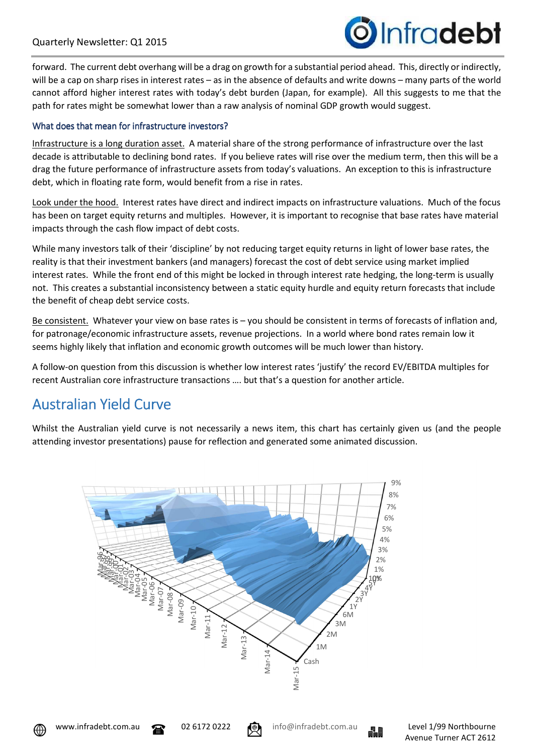forward. The current debt overhang will be a drag on growth for a substantial period ahead. This, directly or indirectly, will be a cap on sharp rises in interest rates – as in the absence of defaults and write downs – many parts of the world cannot afford higher interest rates with today's debt burden (Japan, for example). All this suggests to me that the path for rates might be somewhat lower than a raw analysis of nominal GDP growth would suggest.

### What does that mean for infrastructure investors?

Infrastructure is a long duration asset. A material share of the strong performance of infrastructure over the last decade is attributable to declining bond rates. If you believe rates will rise over the medium term, then this will be a drag the future performance of infrastructure assets from today's valuations. An exception to this is infrastructure debt, which in floating rate form, would benefit from a rise in rates.

Look under the hood. Interest rates have direct and indirect impacts on infrastructure valuations. Much of the focus has been on target equity returns and multiples. However, it is important to recognise that base rates have material impacts through the cash flow impact of debt costs.

While many investors talk of their 'discipline' by not reducing target equity returns in light of lower base rates, the reality is that their investment bankers (and managers) forecast the cost of debt service using market implied interest rates. While the front end of this might be locked in through interest rate hedging, the long-term is usually not. This creates a substantial inconsistency between a static equity hurdle and equity return forecasts that include the benefit of cheap debt service costs.

Be consistent. Whatever your view on base rates is – you should be consistent in terms of forecasts of inflation and, for patronage/economic infrastructure assets, revenue projections. In a world where bond rates remain low it seems highly likely that inflation and economic growth outcomes will be much lower than history.

A follow-on question from this discussion is whether low interest rates 'justify' the record EV/EBITDA multiples for recent Australian core infrastructure transactions …. but that's a question for another article.

## Australian Yield Curve

Whilst the Australian yield curve is not necessarily a news item, this chart has certainly given us (and the people attending investor presentations) pause for reflection and generated some animated discussion.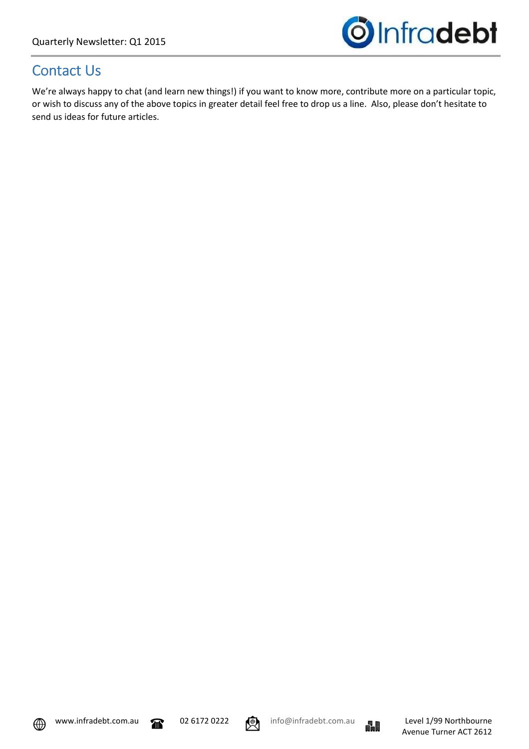## Contact Us

We're always happy to chat (and learn new things!) if you want to know more, contribute more on a particular topic, or wish to discuss any of the above topics in greater detail feel free to drop us a line. Also, please don't hesitate to send us ideas for future articles.

www.infradebt.com.au 02 6172 0222 info@infradebt.com.au Level 1/99 Northbourne Avenue Turner ACT 2612